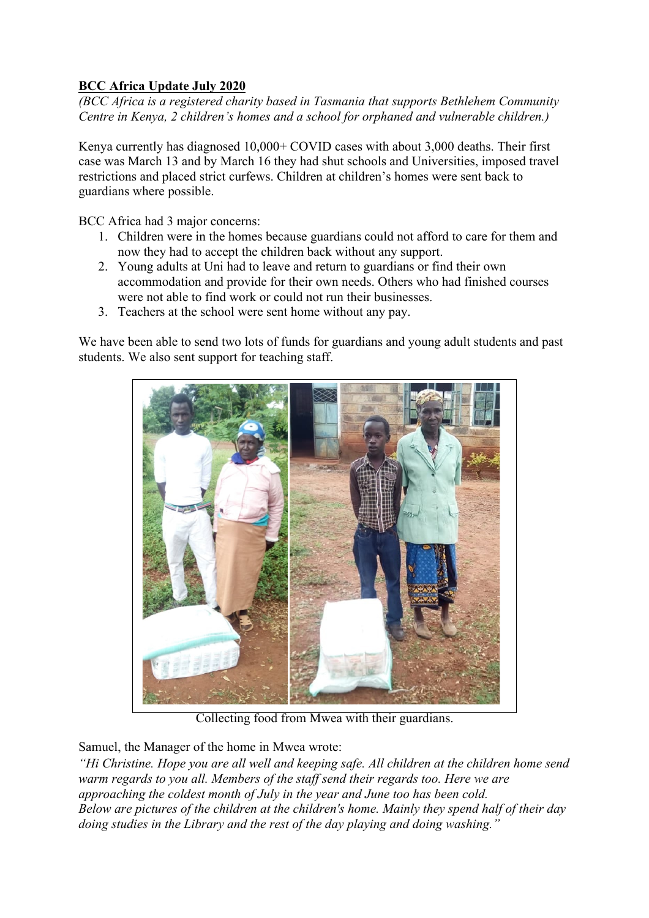**BCC Africa Update July 2020**

*(BCC Africa is a registered charity based in Tasmania that supports Bethlehem Community Centre in Kenya, 2 children's homes and a school for orphaned and vulnerable children.)*

Kenya currently has diagnosed 10,000+ COVID cases with about 3,000 deaths. Their first case was March 13 and by March 16 they had shut schools and Universities, imposed travel restrictions and placed strict curfews. Children at children's homes were sent back to guardians where possible.

BCC Africa had 3 major concerns:

1. Children were in the homes because guardians could not afford to care for them and now they had to accept the children back without any support.
2. Young adults at Uni had to leave and return to guardians or find their own accommodation and provide for their own needs. Others who had finished courses were not able to find work or could not run their businesses.
3. Teachers at the school were sent home without any pay.

We have been able to send two lots of funds for guardians and young adult students and past students. We also sent support for teaching staff.

Collecting food from Mwea with their guardians.

Samuel, the Manager of the home in Mwea wrote:

*"Hi Christine. Hope you are all well and keeping safe. All children at the children home send warm regards to you all. Members of the staff send their regards too. Here we are approaching the coldest month of July in the year and June too has been cold.*
*Below are pictures of the children at the children's home. Mainly they spend half of their day doing studies in the Library and the rest of the day playing and doing washing."*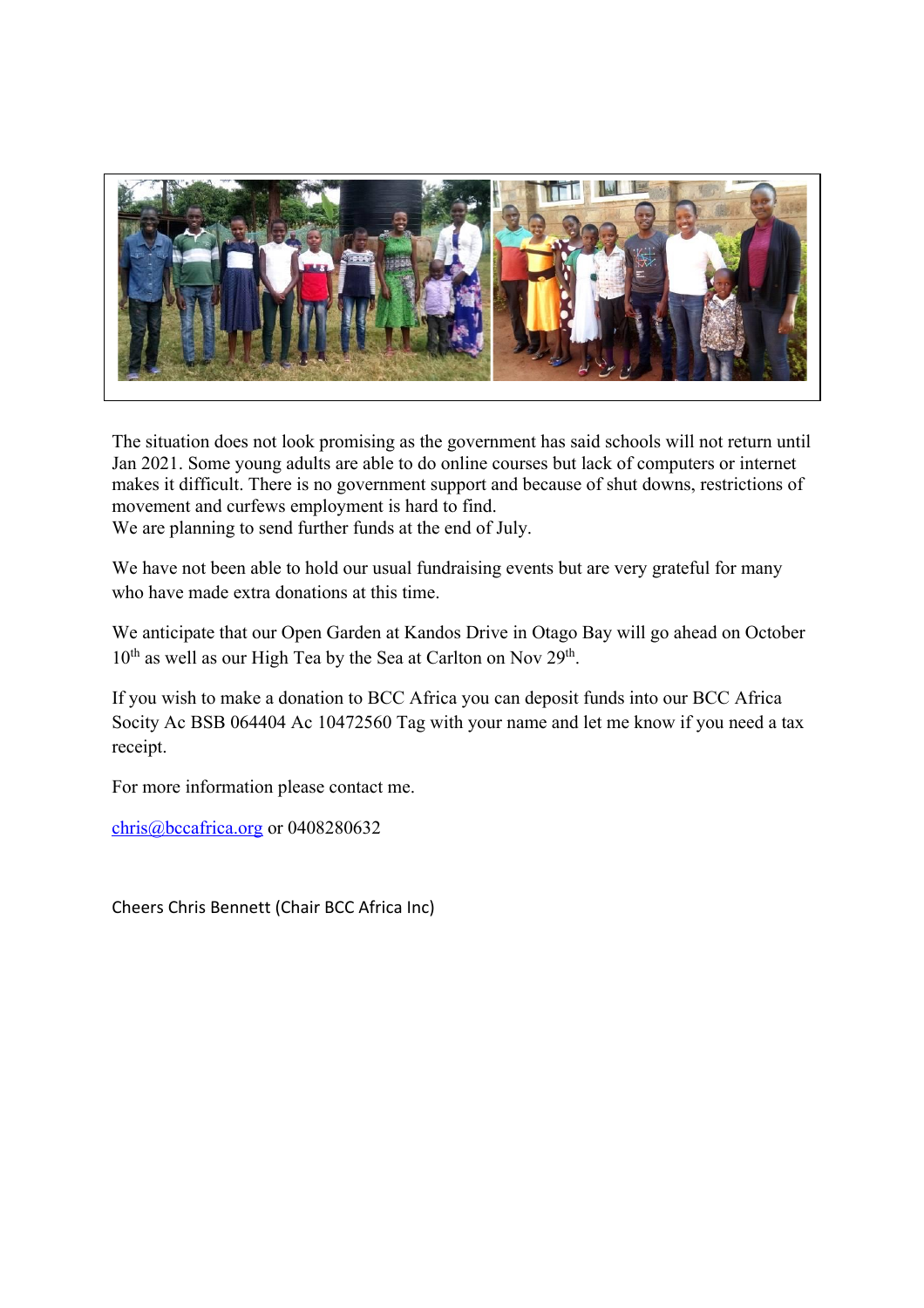The situation does not look promising as the government has said schools will not return until Jan 2021. Some young adults are able to do online courses but lack of computers or internet makes it difficult. There is no government support and because of shut downs, restrictions of movement and curfews employment is hard to find.
We are planning to send further funds at the end of July.

We have not been able to hold our usual fundraising events but are very grateful for many who have made extra donations at this time.

We anticipate that our Open Garden at Kandos Drive in Otago Bay will go ahead on October 10th as well as our High Tea by the Sea at Carlton on Nov 29th.

If you wish to make a donation to BCC Africa you can deposit funds into our BCC Africa Socity Ac BSB 064404 Ac 10472560 Tag with your name and let me know if you need a tax receipt.

For more information please contact me.

chris@bccafrica.org or 0408280632

Cheers Chris Bennett (Chair BCC Africa Inc)